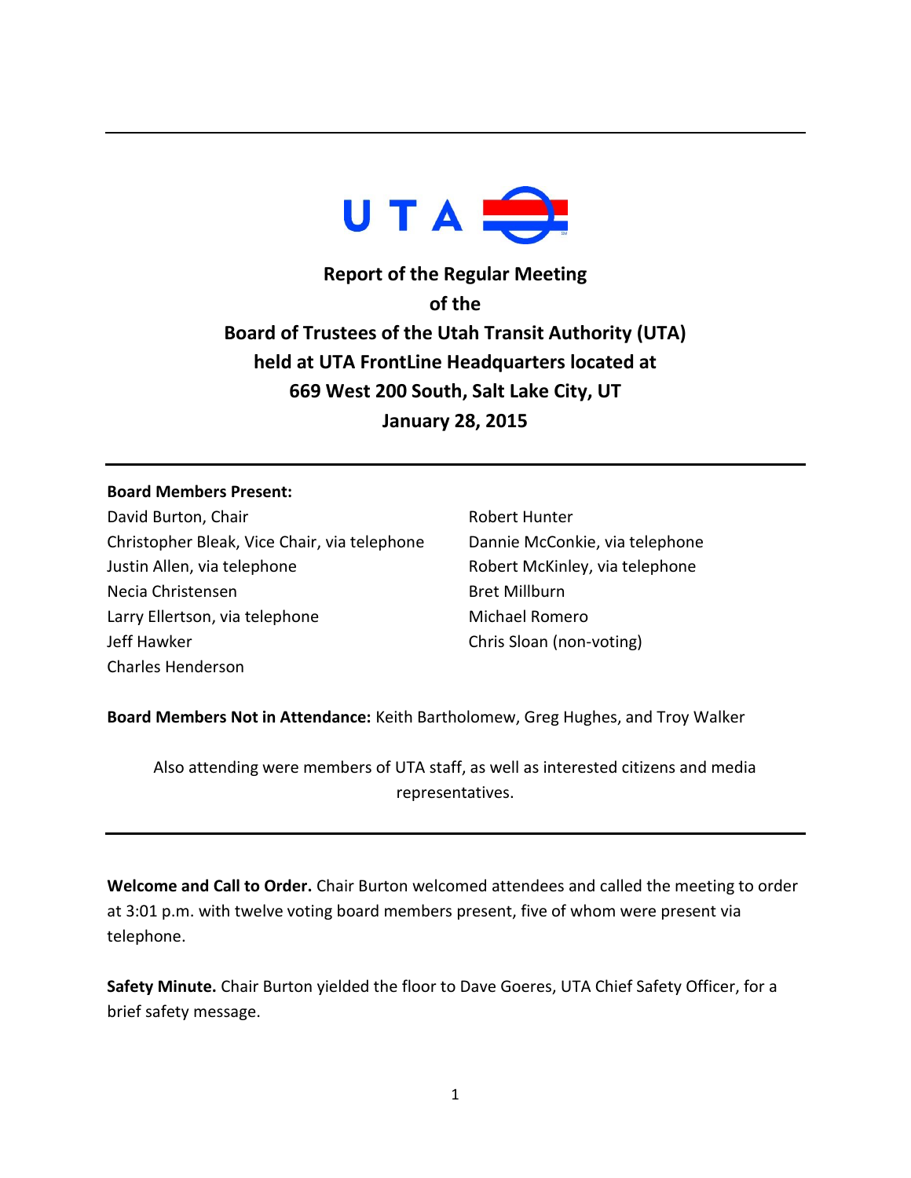# Report of the Regular Meeting of the Board of Trustees of the Utah Transit Authority (UTA) held at UTA FrontLine Headquarters located at 669 West 200 South, Salt Lake City, UT

## January 28, 2015

**Board Members Present:**

David Burton, Chair
Christopher Bleak, Vice Chair, via telephone
Justin Allen, via telephone
Necia Christensen
Larry Ellertson, via telephone
Jeff Hawker
Charles Henderson
Robert Hunter
Dannie McConkie, via telephone
Robert McKinley, via telephone
Bret Millburn
Michael Romero
Chris Sloan (non-voting)

**Board Members Not in Attendance:** Keith Bartholomew, Greg Hughes, and Troy Walker

Also attending were members of UTA staff, as well as interested citizens and media representatives.

---

**Welcome and Call to Order.** Chair Burton welcomed attendees and called the meeting to order at 3:01 p.m. with twelve voting board members present, five of whom were present via telephone.

**Safety Minute.** Chair Burton yielded the floor to Dave Goeres, UTA Chief Safety Officer, for a brief safety message.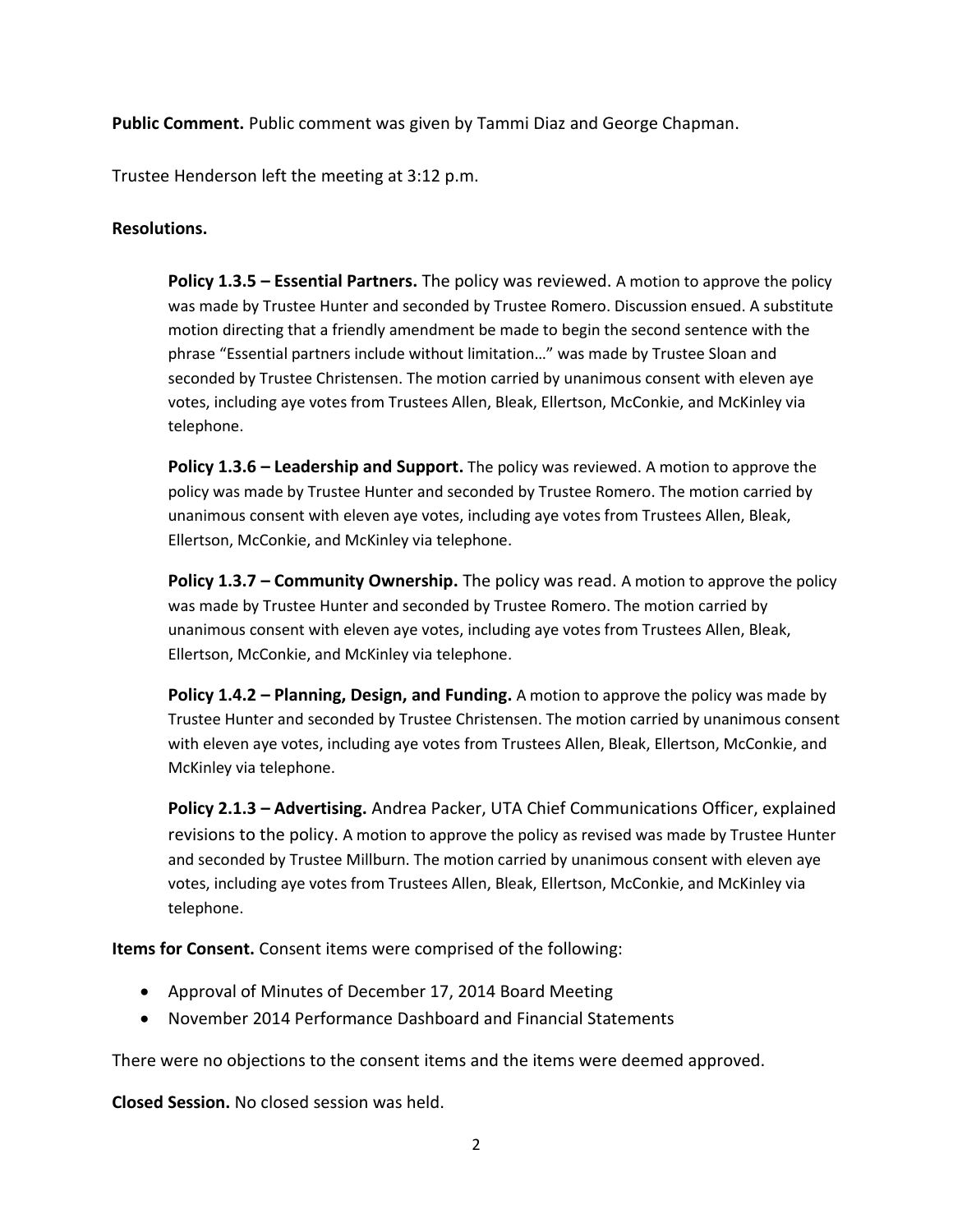**Public Comment.** Public comment was given by Tammi Diaz and George Chapman.

Trustee Henderson left the meeting at 3:12 p.m.

**Resolutions.**

**Policy 1.3.5 – Essential Partners.** The policy was reviewed. A motion to approve the policy was made by Trustee Hunter and seconded by Trustee Romero. Discussion ensued. A substitute motion directing that a friendly amendment be made to begin the second sentence with the phrase "Essential partners include without limitation…" was made by Trustee Sloan and seconded by Trustee Christensen. The motion carried by unanimous consent with eleven aye votes, including aye votes from Trustees Allen, Bleak, Ellertson, McConkie, and McKinley via telephone.

**Policy 1.3.6 – Leadership and Support.** The policy was reviewed. A motion to approve the policy was made by Trustee Hunter and seconded by Trustee Romero. The motion carried by unanimous consent with eleven aye votes, including aye votes from Trustees Allen, Bleak, Ellertson, McConkie, and McKinley via telephone.

**Policy 1.3.7 – Community Ownership.** The policy was read. A motion to approve the policy was made by Trustee Hunter and seconded by Trustee Romero. The motion carried by unanimous consent with eleven aye votes, including aye votes from Trustees Allen, Bleak, Ellertson, McConkie, and McKinley via telephone.

**Policy 1.4.2 – Planning, Design, and Funding.** A motion to approve the policy was made by Trustee Hunter and seconded by Trustee Christensen. The motion carried by unanimous consent with eleven aye votes, including aye votes from Trustees Allen, Bleak, Ellertson, McConkie, and McKinley via telephone.

**Policy 2.1.3 – Advertising.** Andrea Packer, UTA Chief Communications Officer, explained revisions to the policy. A motion to approve the policy as revised was made by Trustee Hunter and seconded by Trustee Millburn. The motion carried by unanimous consent with eleven aye votes, including aye votes from Trustees Allen, Bleak, Ellertson, McConkie, and McKinley via telephone.

**Items for Consent.** Consent items were comprised of the following:

- Approval of Minutes of December 17, 2014 Board Meeting
- November 2014 Performance Dashboard and Financial Statements

There were no objections to the consent items and the items were deemed approved.

**Closed Session.** No closed session was held.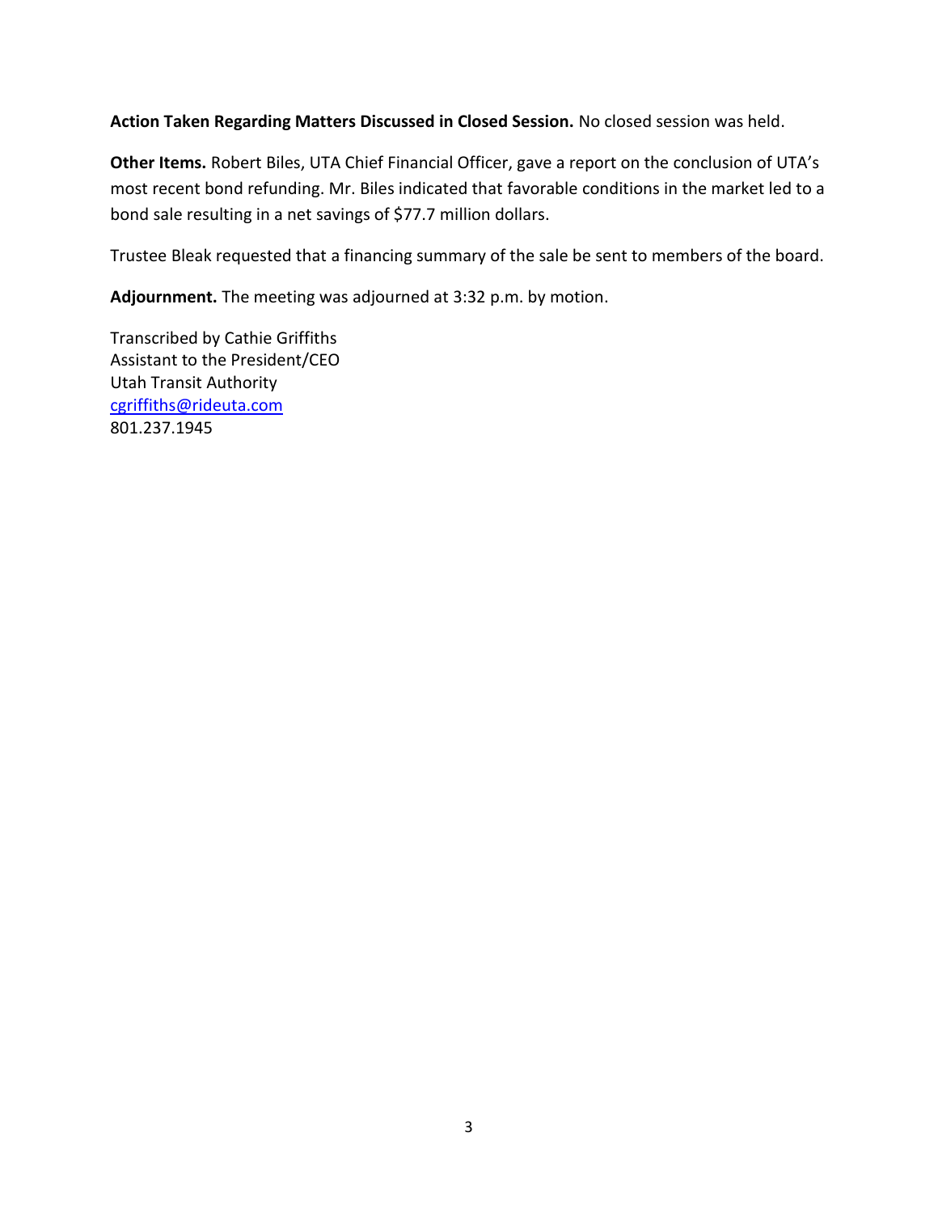**Action Taken Regarding Matters Discussed in Closed Session.** No closed session was held.

**Other Items.** Robert Biles, UTA Chief Financial Officer, gave a report on the conclusion of UTA's most recent bond refunding. Mr. Biles indicated that favorable conditions in the market led to a bond sale resulting in a net savings of $77.7 million dollars.

Trustee Bleak requested that a financing summary of the sale be sent to members of the board.

**Adjournment.** The meeting was adjourned at 3:32 p.m. by motion.

Transcribed by Cathie Griffiths  
Assistant to the President/CEO  
Utah Transit Authority  
cgriffiths@rideuta.com  
801.237.1945